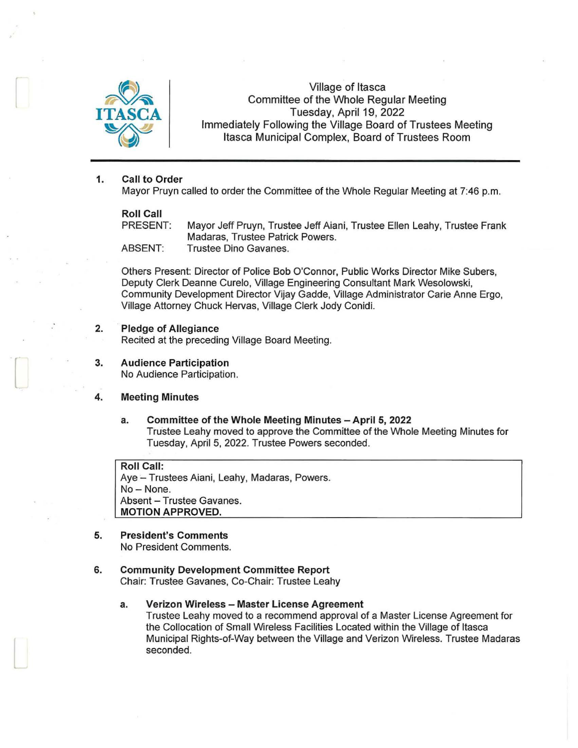Village of Itasca
Committee of the Whole Regular Meeting
Tuesday, April 19, 2022
Immediately Following the Village Board of Trustees Meeting
Itasca Municipal Complex, Board of Trustees Room

---

**1. Call to Order**

Mayor Pruyn called to order the Committee of the Whole Regular Meeting at 7:46 p.m.

**Roll Call**

PRESENT: Mayor Jeff Pruyn, Trustee Jeff Aiani, Trustee Ellen Leahy, Trustee Frank Madaras, Trustee Patrick Powers.

ABSENT: Trustee Dino Gavanes.

Others Present: Director of Police Bob O'Connor, Public Works Director Mike Subers, Deputy Clerk Deanne Curelo, Village Engineering Consultant Mark Wesolowski, Community Development Director Vijay Gadde, Village Administrator Carie Anne Ergo, Village Attorney Chuck Hervas, Village Clerk Jody Conidi.

**2. Pledge of Allegiance**

Recited at the preceding Village Board Meeting.

**3. Audience Participation**

No Audience Participation.

**4. Meeting Minutes**

**a. Committee of the Whole Meeting Minutes – April 5, 2022**

Trustee Leahy moved to approve the Committee of the Whole Meeting Minutes for Tuesday, April 5, 2022. Trustee Powers seconded.

> **Roll Call:**
> Aye – Trustees Aiani, Leahy, Madaras, Powers.
> No – None.
> Absent – Trustee Gavanes.
> **MOTION APPROVED.**

**5. President's Comments**

No President Comments.

**6. Community Development Committee Report**

Chair: Trustee Gavanes, Co-Chair: Trustee Leahy

**a. Verizon Wireless – Master License Agreement**

Trustee Leahy moved to a recommend approval of a Master License Agreement for the Collocation of Small Wireless Facilities Located within the Village of Itasca Municipal Rights-of-Way between the Village and Verizon Wireless. Trustee Madaras seconded.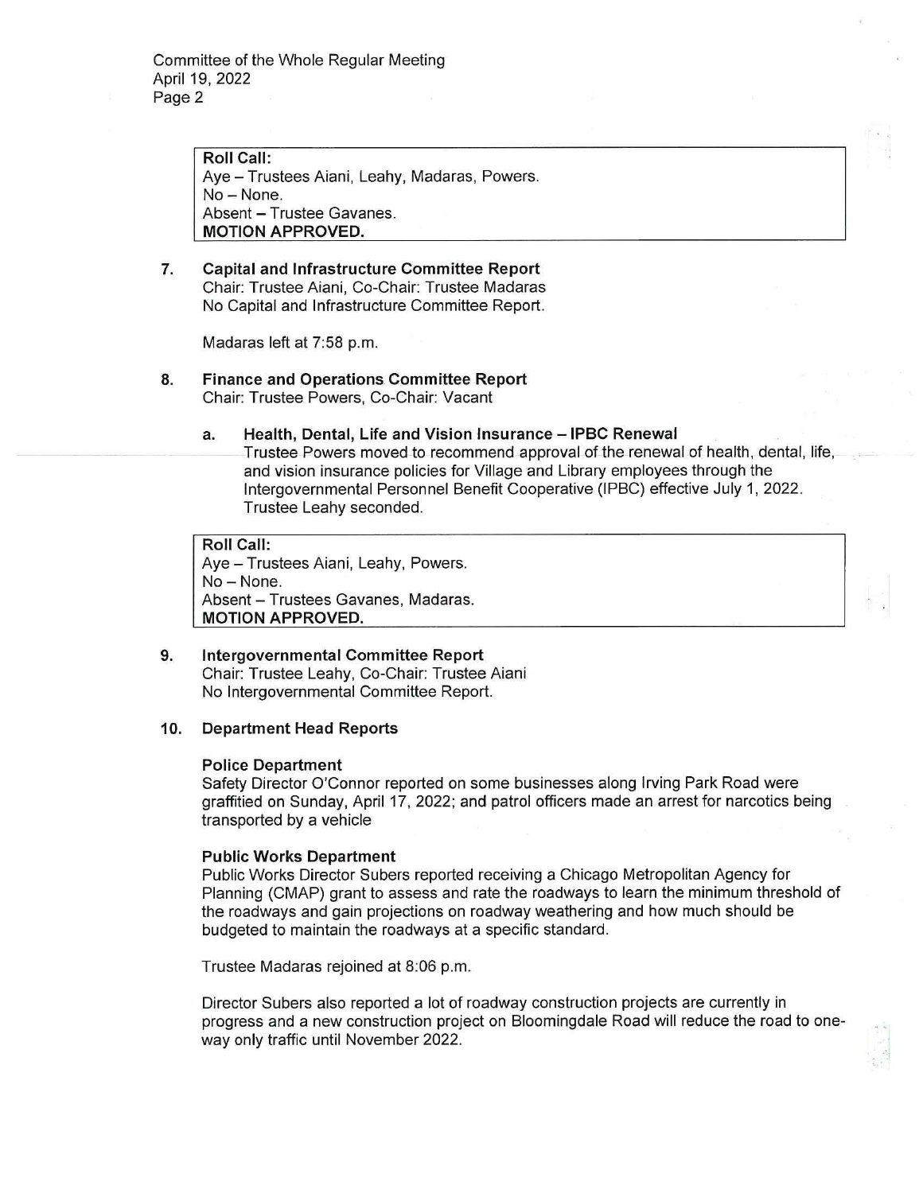**Roll Call:**
Aye – Trustees Aiani, Leahy, Madaras, Powers.
No – None.
Absent – Trustee Gavanes.
**MOTION APPROVED.**

**7. Capital and Infrastructure Committee Report**
Chair: Trustee Aiani, Co-Chair: Trustee Madaras
No Capital and Infrastructure Committee Report.

Madaras left at 7:58 p.m.

**8. Finance and Operations Committee Report**
Chair: Trustee Powers, Co-Chair: Vacant

**a. Health, Dental, Life and Vision Insurance – IPBC Renewal**
Trustee Powers moved to recommend approval of the renewal of health, dental, life, and vision insurance policies for Village and Library employees through the Intergovernmental Personnel Benefit Cooperative (IPBC) effective July 1, 2022. Trustee Leahy seconded.

**Roll Call:**
Aye – Trustees Aiani, Leahy, Powers.
No – None.
Absent – Trustees Gavanes, Madaras.
**MOTION APPROVED.**

**9. Intergovernmental Committee Report**
Chair: Trustee Leahy, Co-Chair: Trustee Aiani
No Intergovernmental Committee Report.

**10. Department Head Reports**

**Police Department**
Safety Director O'Connor reported on some businesses along Irving Park Road were graffitied on Sunday, April 17, 2022; and patrol officers made an arrest for narcotics being transported by a vehicle

**Public Works Department**
Public Works Director Subers reported receiving a Chicago Metropolitan Agency for Planning (CMAP) grant to assess and rate the roadways to learn the minimum threshold of the roadways and gain projections on roadway weathering and how much should be budgeted to maintain the roadways at a specific standard.

Trustee Madaras rejoined at 8:06 p.m.

Director Subers also reported a lot of roadway construction projects are currently in progress and a new construction project on Bloomingdale Road will reduce the road to one-way only traffic until November 2022.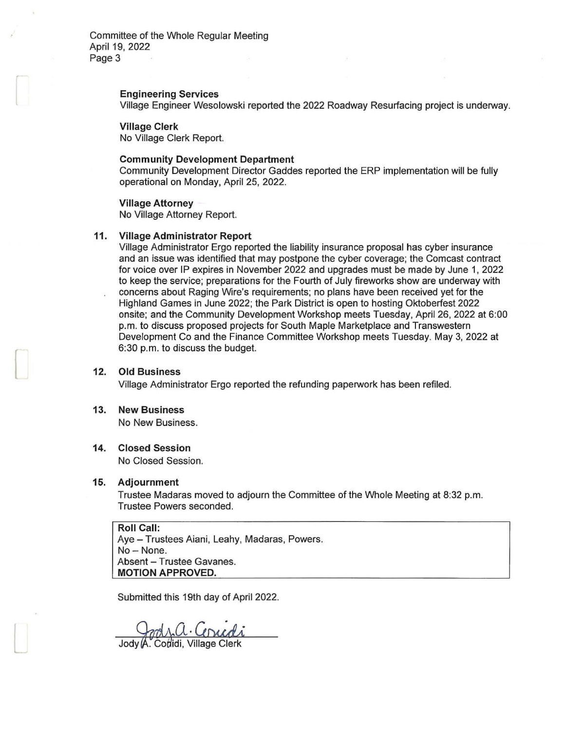**Engineering Services**
Village Engineer Wesolowski reported the 2022 Roadway Resurfacing project is underway.

**Village Clerk**
No Village Clerk Report.

**Community Development Department**
Community Development Director Gaddes reported the ERP implementation will be fully operational on Monday, April 25, 2022.

**Village Attorney**
No Village Attorney Report.

**11. Village Administrator Report**
Village Administrator Ergo reported the liability insurance proposal has cyber insurance and an issue was identified that may postpone the cyber coverage; the Comcast contract for voice over IP expires in November 2022 and upgrades must be made by June 1, 2022 to keep the service; preparations for the Fourth of July fireworks show are underway with concerns about Raging Wire's requirements; no plans have been received yet for the Highland Games in June 2022; the Park District is open to hosting Oktoberfest 2022 onsite; and the Community Development Workshop meets Tuesday, April 26, 2022 at 6:00 p.m. to discuss proposed projects for South Maple Marketplace and Transwestern Development Co and the Finance Committee Workshop meets Tuesday. May 3, 2022 at 6:30 p.m. to discuss the budget.

**12. Old Business**
Village Administrator Ergo reported the refunding paperwork has been refiled.

**13. New Business**
No New Business.

**14. Closed Session**
No Closed Session.

**15. Adjournment**
Trustee Madaras moved to adjourn the Committee of the Whole Meeting at 8:32 p.m. Trustee Powers seconded.

**Roll Call:**
Aye – Trustees Aiani, Leahy, Madaras, Powers.
No – None.
Absent – Trustee Gavanes.
**MOTION APPROVED.**

Submitted this 19th day of April 2022.

Jody A. Conidi, Village Clerk